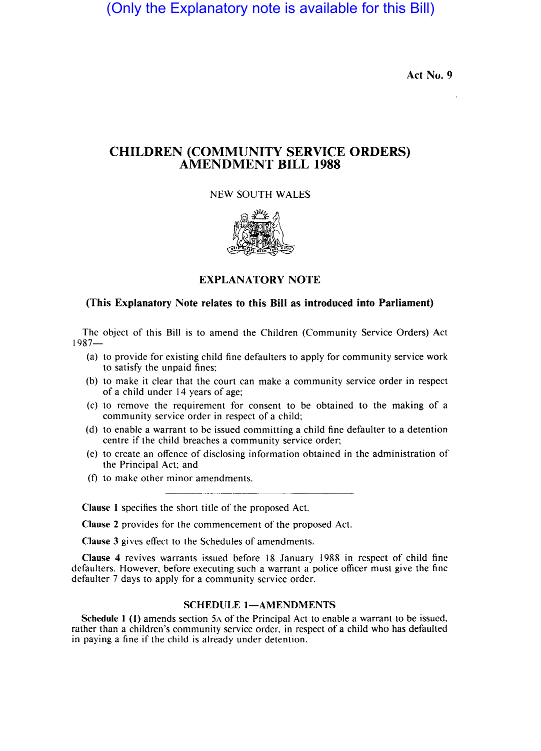(Only the Explanatory note is available for this Bill)

Act No. 9

# CHILDREN (COMMUNITY SERVICE ORDERS) AMENDMENT BILL 1988

NEW SOUTH WALES

## EXPLANATORY NOTE

**(This Explanatory Note relates to this Bill as introduced into Parliament)**

The object of this Bill is to amend the Children (Community Service Orders) Act 1987—

(a) to provide for existing child fine defaulters to apply for community service work to satisfy the unpaid fines;

(b) to make it clear that the court can make a community service order in respect of a child under 14 years of age;

(c) to remove the requirement for consent to be obtained to the making of a community service order in respect of a child;

(d) to enable a warrant to be issued committing a child fine defaulter to a detention centre if the child breaches a community service order;

(e) to create an offence of disclosing information obtained in the administration of the Principal Act; and

(f) to make other minor amendments.

---

**Clause 1** specifies the short title of the proposed Act.

**Clause 2** provides for the commencement of the proposed Act.

**Clause 3** gives effect to the Schedules of amendments.

**Clause 4** revives warrants issued before 18 January 1988 in respect of child fine defaulters. However, before executing such a warrant a police officer must give the fine defaulter 7 days to apply for a community service order.

### SCHEDULE 1—AMENDMENTS

**Schedule 1 (1)** amends section 5A of the Principal Act to enable a warrant to be issued, rather than a children's community service order, in respect of a child who has defaulted in paying a fine if the child is already under detention.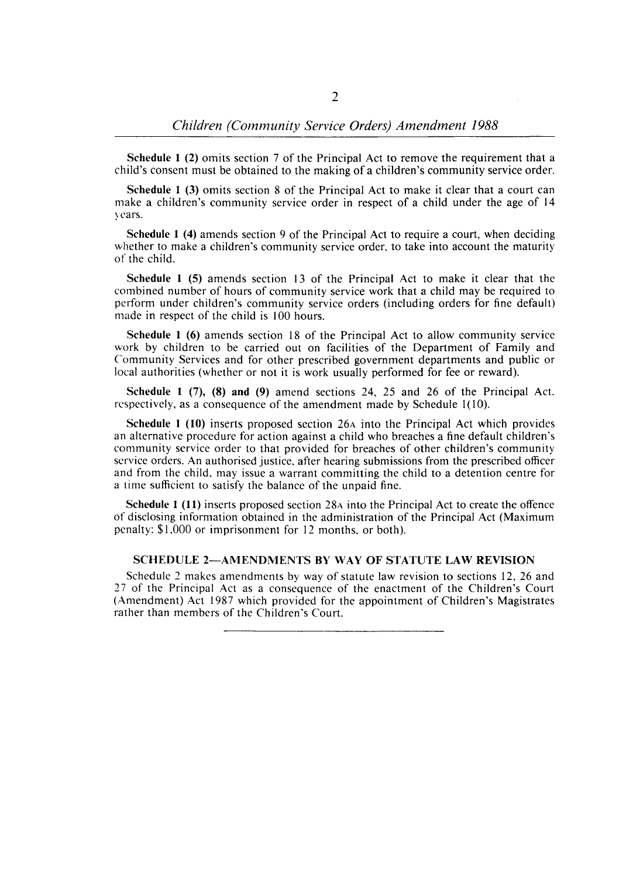**Schedule 1 (2)** omits section 7 of the Principal Act to remove the requirement that a child's consent must be obtained to the making of a children's community service order.

**Schedule 1 (3)** omits section 8 of the Principal Act to make it clear that a court can make a children's community service order in respect of a child under the age of 14 years.

**Schedule 1 (4)** amends section 9 of the Principal Act to require a court, when deciding whether to make a children's community service order, to take into account the maturity of the child.

**Schedule 1 (5)** amends section 13 of the Principal Act to make it clear that the combined number of hours of community service work that a child may be required to perform under children's community service orders (including orders for fine default) made in respect of the child is 100 hours.

**Schedule 1 (6)** amends section 18 of the Principal Act to allow community service work by children to be carried out on facilities of the Department of Family and Community Services and for other prescribed government departments and public or local authorities (whether or not it is work usually performed for fee or reward).

**Schedule 1 (7), (8) and (9)** amend sections 24, 25 and 26 of the Principal Act, respectively, as a consequence of the amendment made by Schedule 1(10).

**Schedule 1 (10)** inserts proposed section 26A into the Principal Act which provides an alternative procedure for action against a child who breaches a fine default children's community service order to that provided for breaches of other children's community service orders. An authorised justice, after hearing submissions from the prescribed officer and from the child, may issue a warrant committing the child to a detention centre for a time sufficient to satisfy the balance of the unpaid fine.

**Schedule 1 (11)** inserts proposed section 28A into the Principal Act to create the offence of disclosing information obtained in the administration of the Principal Act (Maximum penalty: $1,000 or imprisonment for 12 months, or both).

## SCHEDULE 2—AMENDMENTS BY WAY OF STATUTE LAW REVISION

Schedule 2 makes amendments by way of statute law revision to sections 12, 26 and 27 of the Principal Act as a consequence of the enactment of the Children's Court (Amendment) Act 1987 which provided for the appointment of Children's Magistrates rather than members of the Children's Court.